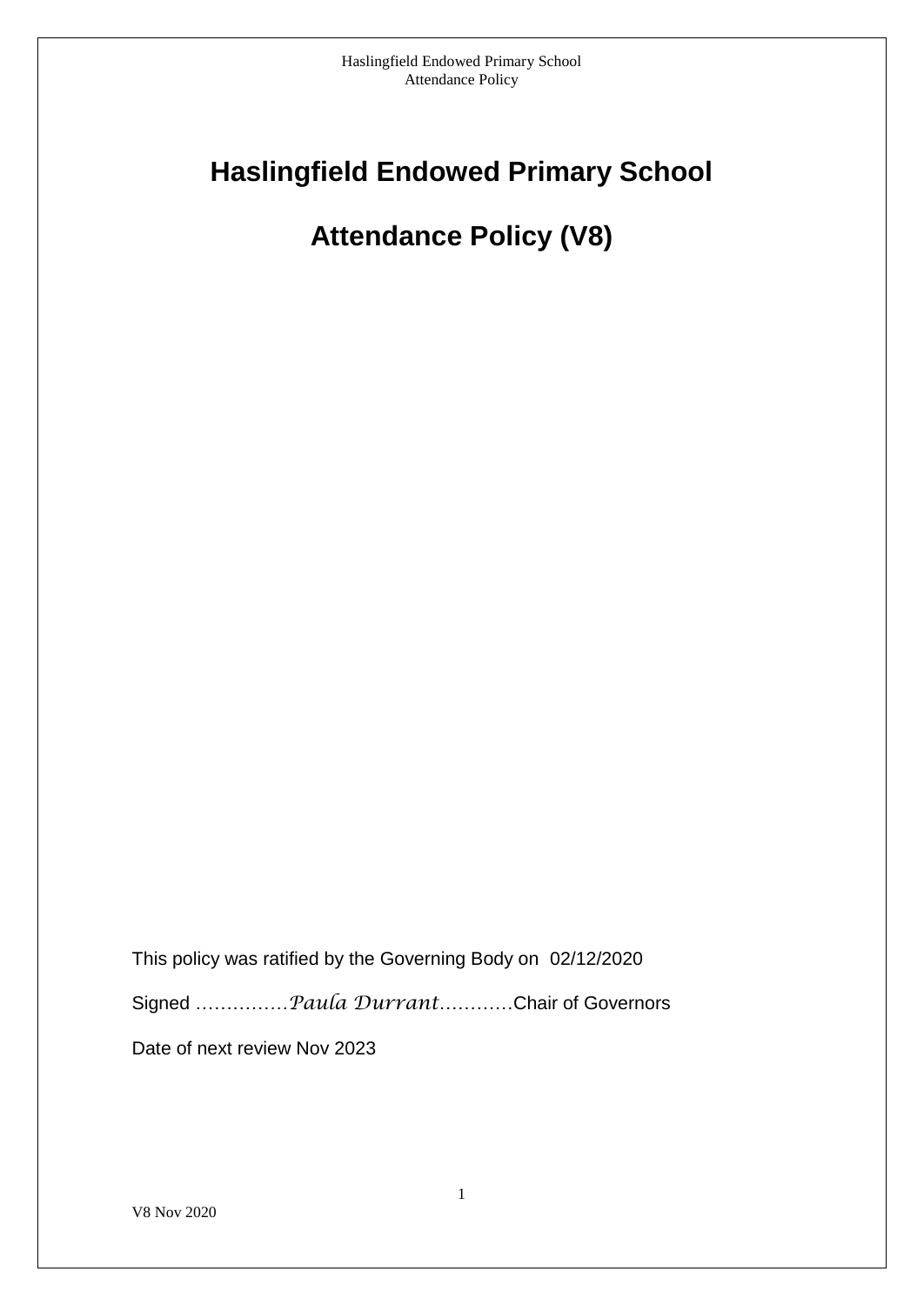# Haslingfield Endowed Primary School

# Attendance Policy (V8)

This policy was ratified by the Governing Body on 02/12/2020

Signed ……………*Paula Durrant*…………Chair of Governors

Date of next review Nov 2023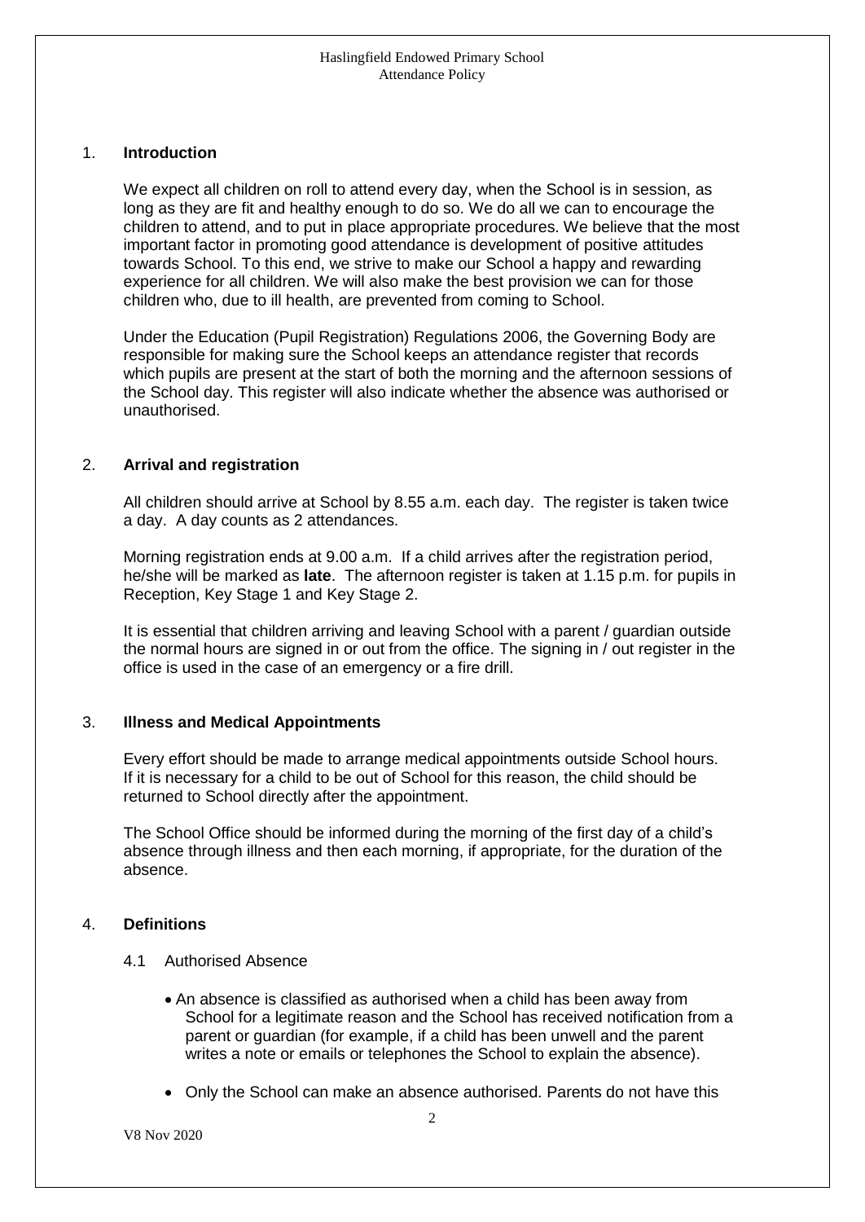## 1. Introduction

We expect all children on roll to attend every day, when the School is in session, as long as they are fit and healthy enough to do so. We do all we can to encourage the children to attend, and to put in place appropriate procedures. We believe that the most important factor in promoting good attendance is development of positive attitudes towards School. To this end, we strive to make our School a happy and rewarding experience for all children. We will also make the best provision we can for those children who, due to ill health, are prevented from coming to School.

Under the Education (Pupil Registration) Regulations 2006, the Governing Body are responsible for making sure the School keeps an attendance register that records which pupils are present at the start of both the morning and the afternoon sessions of the School day. This register will also indicate whether the absence was authorised or unauthorised.

## 2. Arrival and registration

All children should arrive at School by 8.55 a.m. each day. The register is taken twice a day. A day counts as 2 attendances.

Morning registration ends at 9.00 a.m. If a child arrives after the registration period, he/she will be marked as **late**. The afternoon register is taken at 1.15 p.m. for pupils in Reception, Key Stage 1 and Key Stage 2.

It is essential that children arriving and leaving School with a parent / guardian outside the normal hours are signed in or out from the office. The signing in / out register in the office is used in the case of an emergency or a fire drill.

## 3. Illness and Medical Appointments

Every effort should be made to arrange medical appointments outside School hours. If it is necessary for a child to be out of School for this reason, the child should be returned to School directly after the appointment.

The School Office should be informed during the morning of the first day of a child's absence through illness and then each morning, if appropriate, for the duration of the absence.

## 4. Definitions

### 4.1 Authorised Absence

- An absence is classified as authorised when a child has been away from School for a legitimate reason and the School has received notification from a parent or guardian (for example, if a child has been unwell and the parent writes a note or emails or telephones the School to explain the absence).
- Only the School can make an absence authorised. Parents do not have this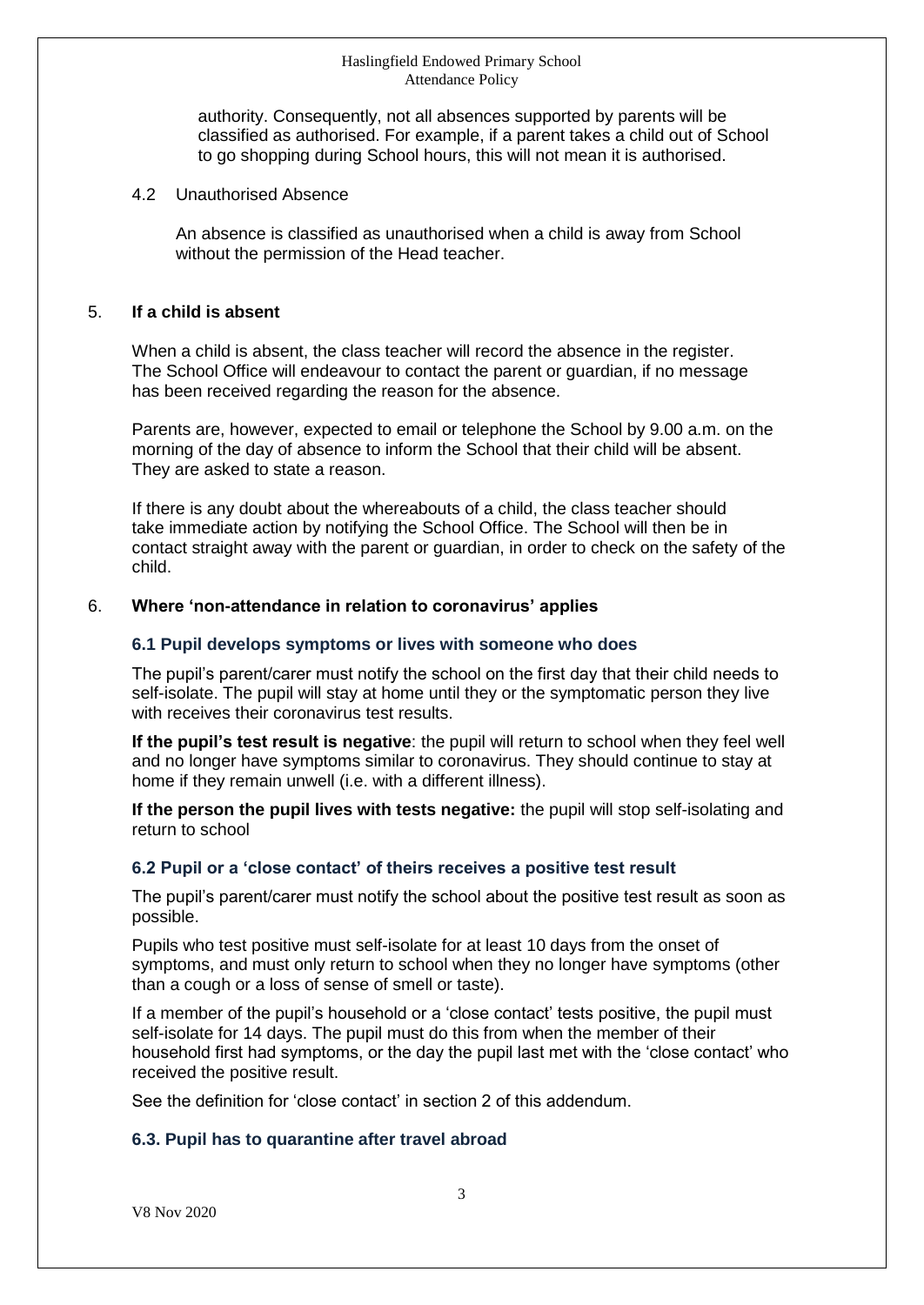authority. Consequently, not all absences supported by parents will be classified as authorised. For example, if a parent takes a child out of School to go shopping during School hours, this will not mean it is authorised.

4.2 Unauthorised Absence

An absence is classified as unauthorised when a child is away from School without the permission of the Head teacher.

## 5. **If a child is absent**

When a child is absent, the class teacher will record the absence in the register. The School Office will endeavour to contact the parent or guardian, if no message has been received regarding the reason for the absence.

Parents are, however, expected to email or telephone the School by 9.00 a.m. on the morning of the day of absence to inform the School that their child will be absent. They are asked to state a reason.

If there is any doubt about the whereabouts of a child, the class teacher should take immediate action by notifying the School Office. The School will then be in contact straight away with the parent or guardian, in order to check on the safety of the child.

## 6. **Where 'non-attendance in relation to coronavirus' applies**

### 6.1 Pupil develops symptoms or lives with someone who does

The pupil's parent/carer must notify the school on the first day that their child needs to self-isolate. The pupil will stay at home until they or the symptomatic person they live with receives their coronavirus test results.

**If the pupil's test result is negative**: the pupil will return to school when they feel well and no longer have symptoms similar to coronavirus. They should continue to stay at home if they remain unwell (i.e. with a different illness).

**If the person the pupil lives with tests negative:** the pupil will stop self-isolating and return to school

### 6.2 Pupil or a 'close contact' of theirs receives a positive test result

The pupil's parent/carer must notify the school about the positive test result as soon as possible.

Pupils who test positive must self-isolate for at least 10 days from the onset of symptoms, and must only return to school when they no longer have symptoms (other than a cough or a loss of sense of smell or taste).

If a member of the pupil's household or a 'close contact' tests positive, the pupil must self-isolate for 14 days. The pupil must do this from when the member of their household first had symptoms, or the day the pupil last met with the 'close contact' who received the positive result.

See the definition for 'close contact' in section 2 of this addendum.

### 6.3. Pupil has to quarantine after travel abroad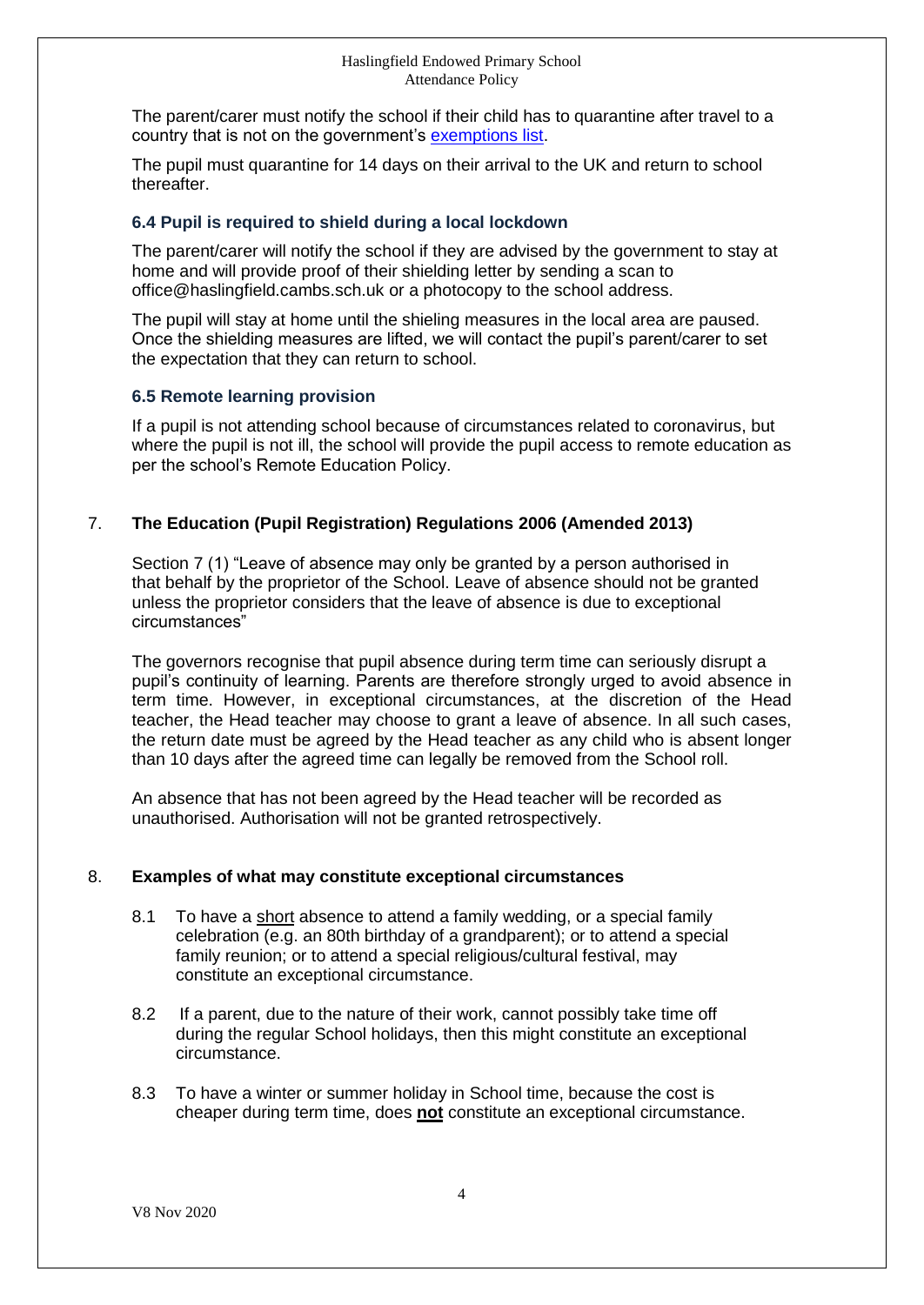The parent/carer must notify the school if their child has to quarantine after travel to a country that is not on the government's exemptions list.

The pupil must quarantine for 14 days on their arrival to the UK and return to school thereafter.

### 6.4 Pupil is required to shield during a local lockdown

The parent/carer will notify the school if they are advised by the government to stay at home and will provide proof of their shielding letter by sending a scan to office@haslingfield.cambs.sch.uk or a photocopy to the school address.

The pupil will stay at home until the shieling measures in the local area are paused. Once the shielding measures are lifted, we will contact the pupil's parent/carer to set the expectation that they can return to school.

### 6.5 Remote learning provision

If a pupil is not attending school because of circumstances related to coronavirus, but where the pupil is not ill, the school will provide the pupil access to remote education as per the school's Remote Education Policy.

## 7. The Education (Pupil Registration) Regulations 2006 (Amended 2013)

Section 7 (1) "Leave of absence may only be granted by a person authorised in that behalf by the proprietor of the School. Leave of absence should not be granted unless the proprietor considers that the leave of absence is due to exceptional circumstances"

The governors recognise that pupil absence during term time can seriously disrupt a pupil's continuity of learning. Parents are therefore strongly urged to avoid absence in term time. However, in exceptional circumstances, at the discretion of the Head teacher, the Head teacher may choose to grant a leave of absence. In all such cases, the return date must be agreed by the Head teacher as any child who is absent longer than 10 days after the agreed time can legally be removed from the School roll.

An absence that has not been agreed by the Head teacher will be recorded as unauthorised. Authorisation will not be granted retrospectively.

## 8. Examples of what may constitute exceptional circumstances

8.1 To have a short absence to attend a family wedding, or a special family celebration (e.g. an 80th birthday of a grandparent); or to attend a special family reunion; or to attend a special religious/cultural festival, may constitute an exceptional circumstance.

8.2 If a parent, due to the nature of their work, cannot possibly take time off during the regular School holidays, then this might constitute an exceptional circumstance.

8.3 To have a winter or summer holiday in School time, because the cost is cheaper during term time, does **not** constitute an exceptional circumstance.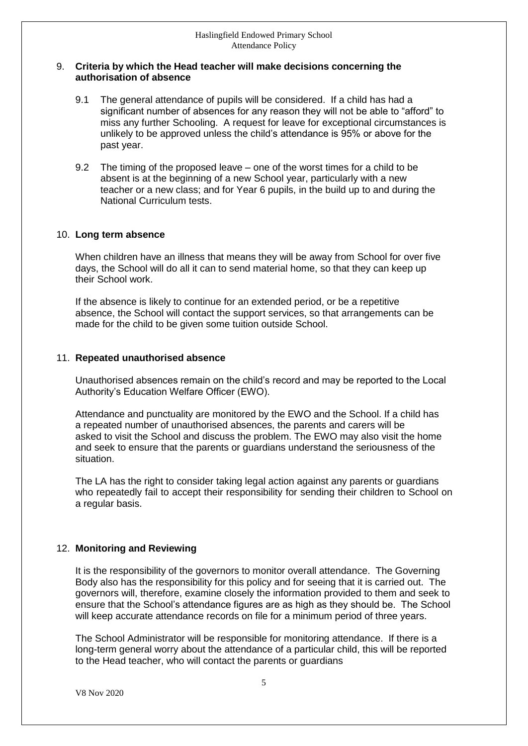## 9. **Criteria by which the Head teacher will make decisions concerning the authorisation of absence**

9.1 The general attendance of pupils will be considered. If a child has had a significant number of absences for any reason they will not be able to "afford" to miss any further Schooling. A request for leave for exceptional circumstances is unlikely to be approved unless the child's attendance is 95% or above for the past year.

9.2 The timing of the proposed leave – one of the worst times for a child to be absent is at the beginning of a new School year, particularly with a new teacher or a new class; and for Year 6 pupils, in the build up to and during the National Curriculum tests.

## 10. **Long term absence**

When children have an illness that means they will be away from School for over five days, the School will do all it can to send material home, so that they can keep up their School work.

If the absence is likely to continue for an extended period, or be a repetitive absence, the School will contact the support services, so that arrangements can be made for the child to be given some tuition outside School.

## 11. **Repeated unauthorised absence**

Unauthorised absences remain on the child's record and may be reported to the Local Authority's Education Welfare Officer (EWO).

Attendance and punctuality are monitored by the EWO and the School. If a child has a repeated number of unauthorised absences, the parents and carers will be asked to visit the School and discuss the problem. The EWO may also visit the home and seek to ensure that the parents or guardians understand the seriousness of the situation.

The LA has the right to consider taking legal action against any parents or guardians who repeatedly fail to accept their responsibility for sending their children to School on a regular basis.

## 12. **Monitoring and Reviewing**

It is the responsibility of the governors to monitor overall attendance. The Governing Body also has the responsibility for this policy and for seeing that it is carried out. The governors will, therefore, examine closely the information provided to them and seek to ensure that the School's attendance figures are as high as they should be. The School will keep accurate attendance records on file for a minimum period of three years.

The School Administrator will be responsible for monitoring attendance. If there is a long-term general worry about the attendance of a particular child, this will be reported to the Head teacher, who will contact the parents or guardians